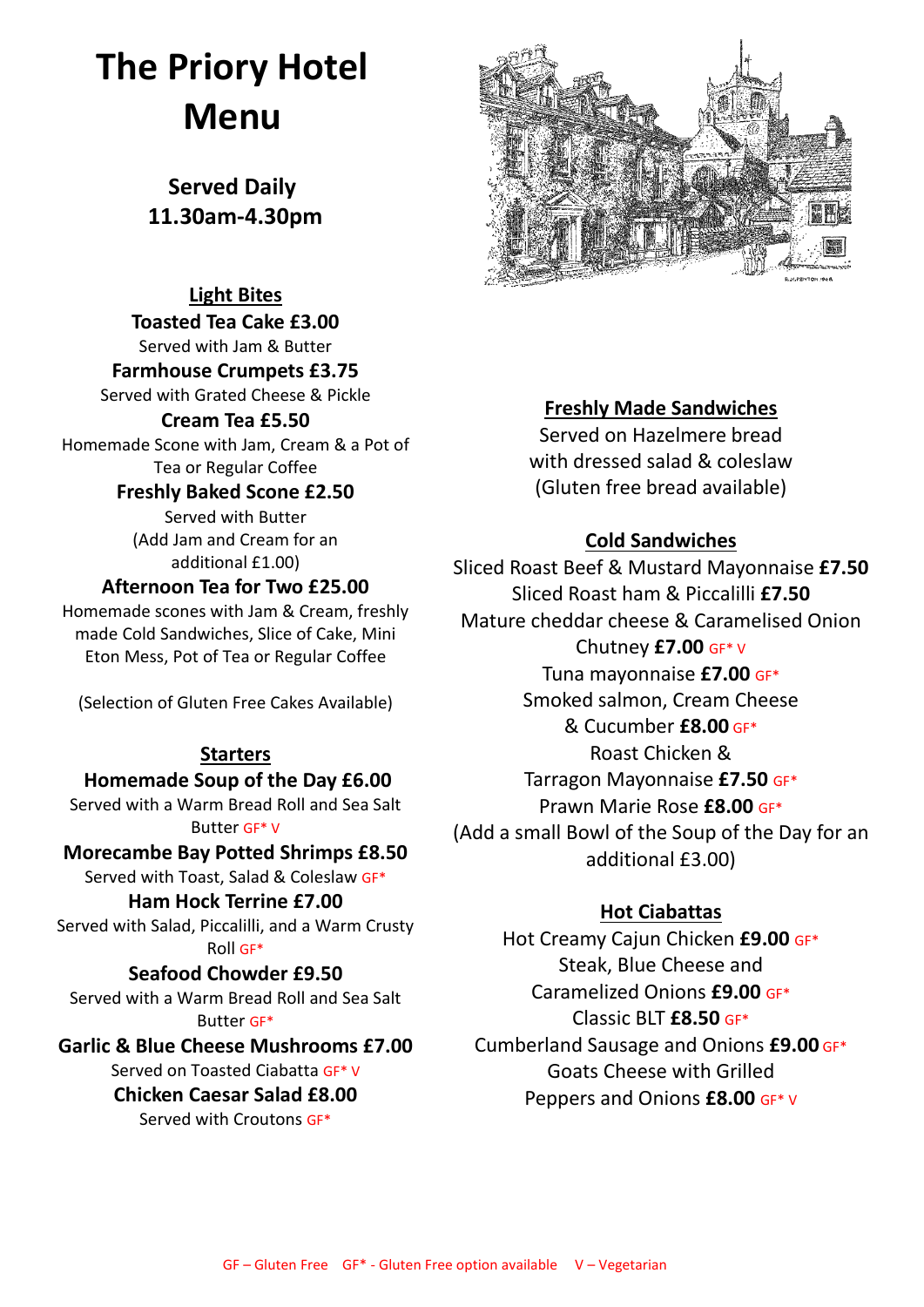# The Priory Hotel Menu

**Served Daily 11.30am-4.30pm**

## Light Bites

**Toasted Tea Cake £3.00**
Served with Jam & Butter

**Farmhouse Crumpets £3.75**
Served with Grated Cheese & Pickle

**Cream Tea £5.50**
Homemade Scone with Jam, Cream & a Pot of Tea or Regular Coffee

**Freshly Baked Scone £2.50**
Served with Butter
(Add Jam and Cream for an additional £1.00)

**Afternoon Tea for Two £25.00**
Homemade scones with Jam & Cream, freshly made Cold Sandwiches, Slice of Cake, Mini Eton Mess, Pot of Tea or Regular Coffee

(Selection of Gluten Free Cakes Available)

## Starters

**Homemade Soup of the Day £6.00**
Served with a Warm Bread Roll and Sea Salt Butter GF* V

**Morecambe Bay Potted Shrimps £8.50**
Served with Toast, Salad & Coleslaw GF*

**Ham Hock Terrine £7.00**
Served with Salad, Piccalilli, and a Warm Crusty Roll GF*

**Seafood Chowder £9.50**
Served with a Warm Bread Roll and Sea Salt Butter GF*

**Garlic & Blue Cheese Mushrooms £7.00**
Served on Toasted Ciabatta GF* V

**Chicken Caesar Salad £8.00**
Served with Croutons GF*

## Freshly Made Sandwiches

Served on Hazelmere bread with dressed salad & coleslaw
(Gluten free bread available)

## Cold Sandwiches

Sliced Roast Beef & Mustard Mayonnaise **£7.50**
Sliced Roast ham & Piccalilli **£7.50**
Mature cheddar cheese & Caramelised Onion Chutney **£7.00** GF* V
Tuna mayonnaise **£7.00** GF*
Smoked salmon, Cream Cheese & Cucumber **£8.00** GF*
Roast Chicken & Tarragon Mayonnaise **£7.50** GF*
Prawn Marie Rose **£8.00** GF*
(Add a small Bowl of the Soup of the Day for an additional £3.00)

## Hot Ciabattas

Hot Creamy Cajun Chicken **£9.00** GF*
Steak, Blue Cheese and Caramelized Onions **£9.00** GF*
Classic BLT **£8.50** GF*
Cumberland Sausage and Onions **£9.00** GF*
Goats Cheese with Grilled Peppers and Onions **£8.00** GF* V

GF – Gluten Free GF* - Gluten Free option available V – Vegetarian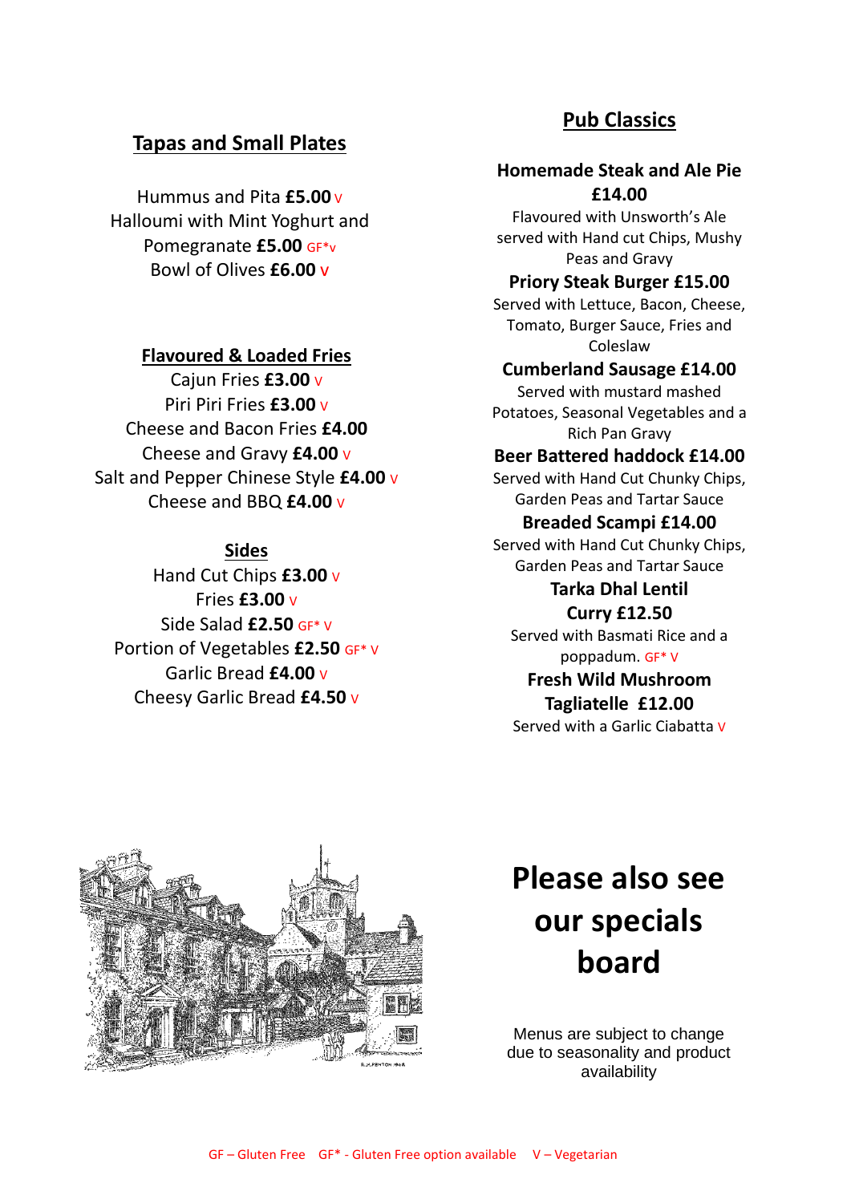## Tapas and Small Plates

Hummus and Pita **£5.00** V
Halloumi with Mint Yoghurt and Pomegranate **£5.00** GF*V
Bowl of Olives **£6.00** V

## Flavoured & Loaded Fries

Cajun Fries **£3.00** V
Piri Piri Fries **£3.00** V
Cheese and Bacon Fries **£4.00**
Cheese and Gravy **£4.00** V
Salt and Pepper Chinese Style **£4.00** V
Cheese and BBQ **£4.00** V

## Sides

Hand Cut Chips **£3.00** V
Fries **£3.00** V
Side Salad **£2.50** GF* V
Portion of Vegetables **£2.50** GF* V
Garlic Bread **£4.00** V
Cheesy Garlic Bread **£4.50** V

## Pub Classics

**Homemade Steak and Ale Pie £14.00**
Flavoured with Unsworth's Ale served with Hand cut Chips, Mushy Peas and Gravy

**Priory Steak Burger £15.00**
Served with Lettuce, Bacon, Cheese, Tomato, Burger Sauce, Fries and Coleslaw

**Cumberland Sausage £14.00**
Served with mustard mashed Potatoes, Seasonal Vegetables and a Rich Pan Gravy

**Beer Battered haddock £14.00**
Served with Hand Cut Chunky Chips, Garden Peas and Tartar Sauce

**Breaded Scampi £14.00**
Served with Hand Cut Chunky Chips, Garden Peas and Tartar Sauce

**Tarka Dhal Lentil Curry £12.50**
Served with Basmati Rice and a poppadum. GF* V

**Fresh Wild Mushroom Tagliatelle £12.00**
Served with a Garlic Ciabatta V

# Please also see our specials board

Menus are subject to change due to seasonality and product availability

GF – Gluten Free GF* - Gluten Free option available V – Vegetarian